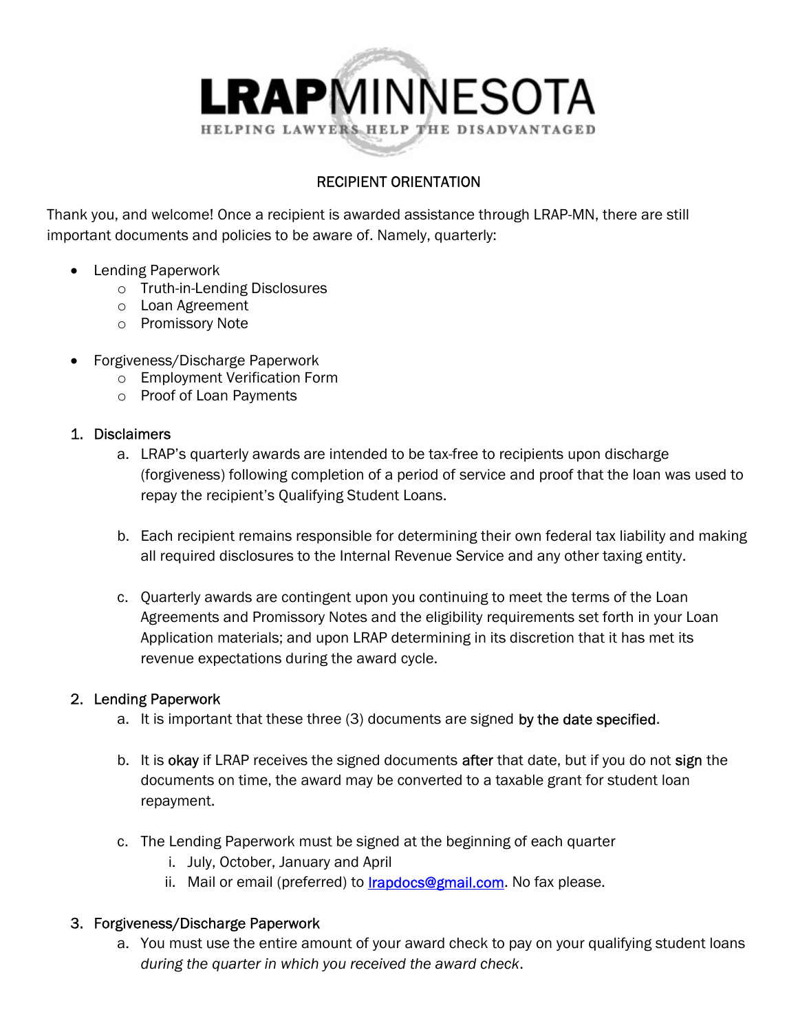# LRAPMINNESOTA

HELPING LAWYERS HELP THE DISADVANTAGED

## RECIPIENT ORIENTATION

Thank you, and welcome! Once a recipient is awarded assistance through LRAP-MN, there are still important documents and policies to be aware of. Namely, quarterly:

- Lending Paperwork
  - Truth-in-Lending Disclosures
  - Loan Agreement
  - Promissory Note
- Forgiveness/Discharge Paperwork
  - Employment Verification Form
  - Proof of Loan Payments

1. Disclaimers
   a. LRAP's quarterly awards are intended to be tax-free to recipients upon discharge (forgiveness) following completion of a period of service and proof that the loan was used to repay the recipient's Qualifying Student Loans.

   b. Each recipient remains responsible for determining their own federal tax liability and making all required disclosures to the Internal Revenue Service and any other taxing entity.

   c. Quarterly awards are contingent upon you continuing to meet the terms of the Loan Agreements and Promissory Notes and the eligibility requirements set forth in your Loan Application materials; and upon LRAP determining in its discretion that it has met its revenue expectations during the award cycle.

2. Lending Paperwork
   a. It is important that these three (3) documents are signed by the date specified.

   b. It is okay if LRAP receives the signed documents after that date, but if you do not sign the documents on time, the award may be converted to a taxable grant for student loan repayment.

   c. The Lending Paperwork must be signed at the beginning of each quarter
      i. July, October, January and April
      ii. Mail or email (preferred) to lrapdocs@gmail.com. No fax please.

3. Forgiveness/Discharge Paperwork
   a. You must use the entire amount of your award check to pay on your qualifying student loans *during the quarter in which you received the award check*.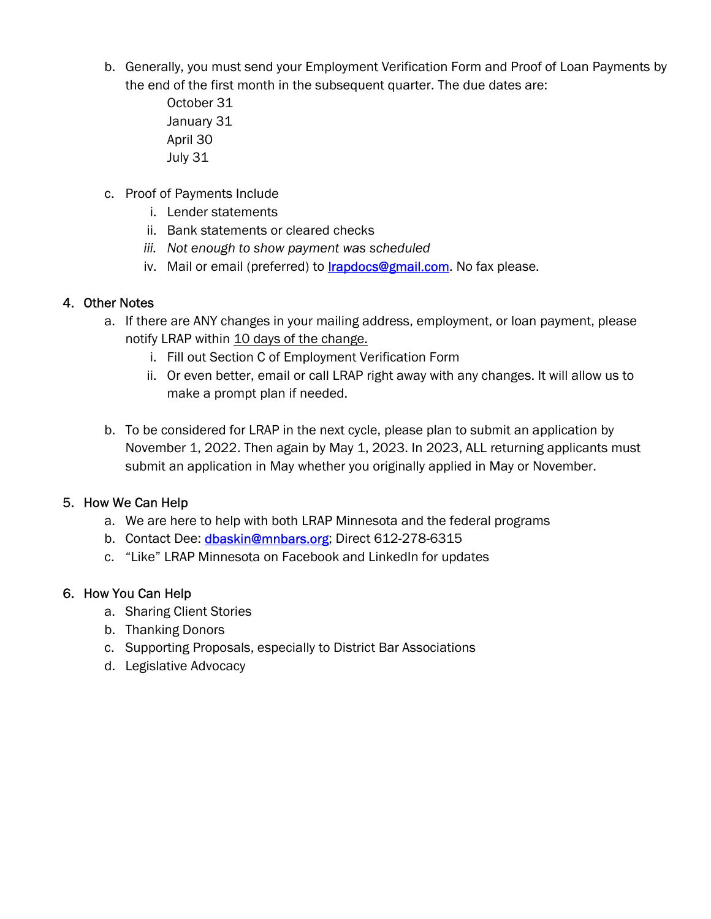b. Generally, you must send your Employment Verification Form and Proof of Loan Payments by the end of the first month in the subsequent quarter. The due dates are:

   October 31
   January 31
   April 30
   July 31

c. Proof of Payments Include
   i. Lender statements
   ii. Bank statements or cleared checks
   iii. *Not enough to show payment was scheduled*
   iv. Mail or email (preferred) to lrapdocs@gmail.com. No fax please.

4. Other Notes
   a. If there are ANY changes in your mailing address, employment, or loan payment, please notify LRAP within <u>10 days of the change.</u>
      i. Fill out Section C of Employment Verification Form
      ii. Or even better, email or call LRAP right away with any changes. It will allow us to make a prompt plan if needed.

   b. To be considered for LRAP in the next cycle, please plan to submit an application by November 1, 2022. Then again by May 1, 2023. In 2023, ALL returning applicants must submit an application in May whether you originally applied in May or November.

5. How We Can Help
   a. We are here to help with both LRAP Minnesota and the federal programs
   b. Contact Dee: dbaskin@mnbars.org; Direct 612-278-6315
   c. "Like" LRAP Minnesota on Facebook and LinkedIn for updates

6. How You Can Help
   a. Sharing Client Stories
   b. Thanking Donors
   c. Supporting Proposals, especially to District Bar Associations
   d. Legislative Advocacy